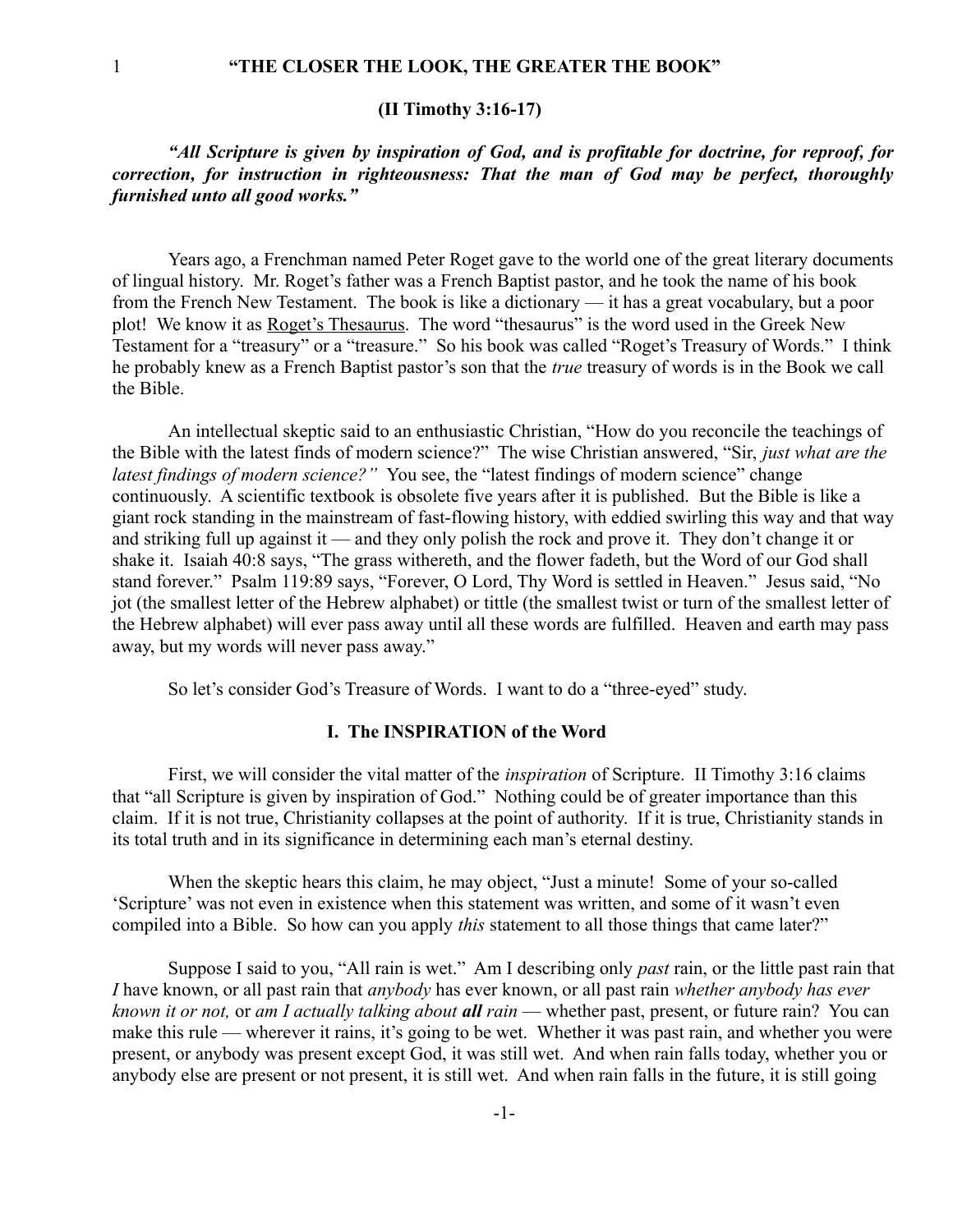# "THE CLOSER THE LOOK, THE GREATER THE BOOK"

## (II Timothy 3:16-17)

***"All Scripture is given by inspiration of God, and is profitable for doctrine, for reproof, for correction, for instruction in righteousness: That the man of God may be perfect, thoroughly furnished unto all good works."***

Years ago, a Frenchman named Peter Roget gave to the world one of the great literary documents of lingual history. Mr. Roget's father was a French Baptist pastor, and he took the name of his book from the French New Testament. The book is like a dictionary — it has a great vocabulary, but a poor plot! We know it as Roget's Thesaurus. The word "thesaurus" is the word used in the Greek New Testament for a "treasury" or a "treasure." So his book was called "Roget's Treasury of Words." I think he probably knew as a French Baptist pastor's son that the *true* treasury of words is in the Book we call the Bible.

An intellectual skeptic said to an enthusiastic Christian, "How do you reconcile the teachings of the Bible with the latest finds of modern science?" The wise Christian answered, "Sir, *just what are the latest findings of modern science?"* You see, the "latest findings of modern science" change continuously. A scientific textbook is obsolete five years after it is published. But the Bible is like a giant rock standing in the mainstream of fast-flowing history, with eddied swirling this way and that way and striking full up against it — and they only polish the rock and prove it. They don't change it or shake it. Isaiah 40:8 says, "The grass withereth, and the flower fadeth, but the Word of our God shall stand forever." Psalm 119:89 says, "Forever, O Lord, Thy Word is settled in Heaven." Jesus said, "No jot (the smallest letter of the Hebrew alphabet) or tittle (the smallest twist or turn of the smallest letter of the Hebrew alphabet) will ever pass away until all these words are fulfilled. Heaven and earth may pass away, but my words will never pass away."

So let's consider God's Treasure of Words. I want to do a "three-eyed" study.

### I. The INSPIRATION of the Word

First, we will consider the vital matter of the *inspiration* of Scripture. II Timothy 3:16 claims that "all Scripture is given by inspiration of God." Nothing could be of greater importance than this claim. If it is not true, Christianity collapses at the point of authority. If it is true, Christianity stands in its total truth and in its significance in determining each man's eternal destiny.

When the skeptic hears this claim, he may object, "Just a minute! Some of your so-called 'Scripture' was not even in existence when this statement was written, and some of it wasn't even compiled into a Bible. So how can you apply *this* statement to all those things that came later?"

Suppose I said to you, "All rain is wet." Am I describing only *past* rain, or the little past rain that *I* have known, or all past rain that *anybody* has ever known, or all past rain *whether anybody has ever known it or not,* or *am I actually talking about **all** rain* — whether past, present, or future rain? You can make this rule — wherever it rains, it's going to be wet. Whether it was past rain, and whether you were present, or anybody was present except God, it was still wet. And when rain falls today, whether you or anybody else are present or not present, it is still wet. And when rain falls in the future, it is still going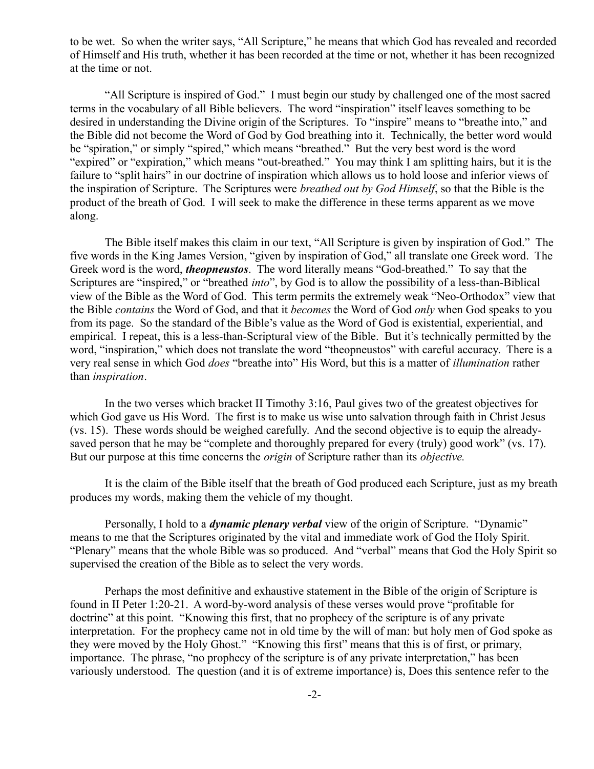to be wet. So when the writer says, "All Scripture," he means that which God has revealed and recorded of Himself and His truth, whether it has been recorded at the time or not, whether it has been recognized at the time or not.

"All Scripture is inspired of God." I must begin our study by challenged one of the most sacred terms in the vocabulary of all Bible believers. The word "inspiration" itself leaves something to be desired in understanding the Divine origin of the Scriptures. To "inspire" means to "breathe into," and the Bible did not become the Word of God by God breathing into it. Technically, the better word would be "spiration," or simply "spired," which means "breathed." But the very best word is the word "expired" or "expiration," which means "out-breathed." You may think I am splitting hairs, but it is the failure to "split hairs" in our doctrine of inspiration which allows us to hold loose and inferior views of the inspiration of Scripture. The Scriptures were *breathed out by God Himself*, so that the Bible is the product of the breath of God. I will seek to make the difference in these terms apparent as we move along.

The Bible itself makes this claim in our text, "All Scripture is given by inspiration of God." The five words in the King James Version, "given by inspiration of God," all translate one Greek word. The Greek word is the word, ***theopneustos***. The word literally means "God-breathed." To say that the Scriptures are "inspired," or "breathed *into*", by God is to allow the possibility of a less-than-Biblical view of the Bible as the Word of God. This term permits the extremely weak "Neo-Orthodox" view that the Bible *contains* the Word of God, and that it *becomes* the Word of God *only* when God speaks to you from its page. So the standard of the Bible's value as the Word of God is existential, experiential, and empirical. I repeat, this is a less-than-Scriptural view of the Bible. But it's technically permitted by the word, "inspiration," which does not translate the word "theopneustos" with careful accuracy. There is a very real sense in which God *does* "breathe into" His Word, but this is a matter of *illumination* rather than *inspiration*.

In the two verses which bracket II Timothy 3:16, Paul gives two of the greatest objectives for which God gave us His Word. The first is to make us wise unto salvation through faith in Christ Jesus (vs. 15). These words should be weighed carefully. And the second objective is to equip the already-saved person that he may be "complete and thoroughly prepared for every (truly) good work" (vs. 17). But our purpose at this time concerns the *origin* of Scripture rather than its *objective.*

It is the claim of the Bible itself that the breath of God produced each Scripture, just as my breath produces my words, making them the vehicle of my thought.

Personally, I hold to a ***dynamic plenary verbal*** view of the origin of Scripture. "Dynamic" means to me that the Scriptures originated by the vital and immediate work of God the Holy Spirit. "Plenary" means that the whole Bible was so produced. And "verbal" means that God the Holy Spirit so supervised the creation of the Bible as to select the very words.

Perhaps the most definitive and exhaustive statement in the Bible of the origin of Scripture is found in II Peter 1:20-21. A word-by-word analysis of these verses would prove "profitable for doctrine" at this point. "Knowing this first, that no prophecy of the scripture is of any private interpretation. For the prophecy came not in old time by the will of man: but holy men of God spoke as they were moved by the Holy Ghost." "Knowing this first" means that this is of first, or primary, importance. The phrase, "no prophecy of the scripture is of any private interpretation," has been variously understood. The question (and it is of extreme importance) is, Does this sentence refer to the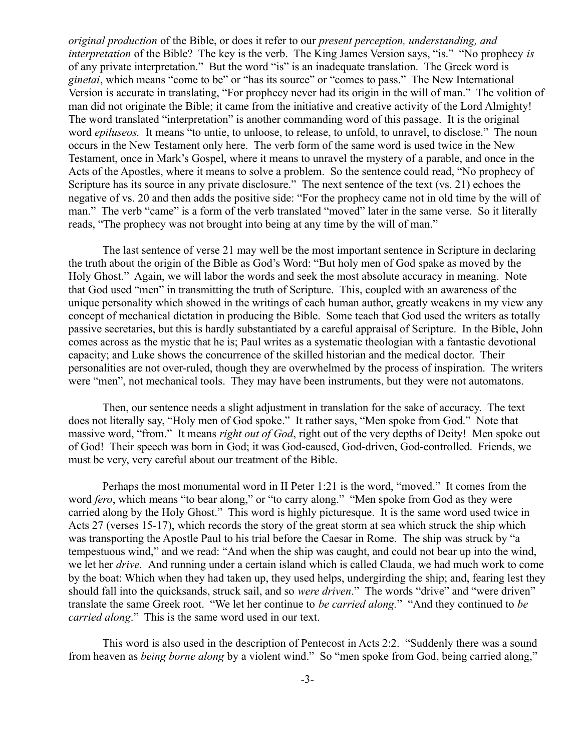*original production* of the Bible, or does it refer to our *present perception, understanding, and interpretation* of the Bible? The key is the verb. The King James Version says, "is." "No prophecy *is* of any private interpretation." But the word "is" is an inadequate translation. The Greek word is *ginetai*, which means "come to be" or "has its source" or "comes to pass." The New International Version is accurate in translating, "For prophecy never had its origin in the will of man." The volition of man did not originate the Bible; it came from the initiative and creative activity of the Lord Almighty! The word translated "interpretation" is another commanding word of this passage. It is the original word *epiluseos.* It means "to untie, to unloose, to release, to unfold, to unravel, to disclose." The noun occurs in the New Testament only here. The verb form of the same word is used twice in the New Testament, once in Mark's Gospel, where it means to unravel the mystery of a parable, and once in the Acts of the Apostles, where it means to solve a problem. So the sentence could read, "No prophecy of Scripture has its source in any private disclosure." The next sentence of the text (vs. 21) echoes the negative of vs. 20 and then adds the positive side: "For the prophecy came not in old time by the will of man." The verb "came" is a form of the verb translated "moved" later in the same verse. So it literally reads, "The prophecy was not brought into being at any time by the will of man."

The last sentence of verse 21 may well be the most important sentence in Scripture in declaring the truth about the origin of the Bible as God's Word: "But holy men of God spake as moved by the Holy Ghost." Again, we will labor the words and seek the most absolute accuracy in meaning. Note that God used "men" in transmitting the truth of Scripture. This, coupled with an awareness of the unique personality which showed in the writings of each human author, greatly weakens in my view any concept of mechanical dictation in producing the Bible. Some teach that God used the writers as totally passive secretaries, but this is hardly substantiated by a careful appraisal of Scripture. In the Bible, John comes across as the mystic that he is; Paul writes as a systematic theologian with a fantastic devotional capacity; and Luke shows the concurrence of the skilled historian and the medical doctor. Their personalities are not over-ruled, though they are overwhelmed by the process of inspiration. The writers were "men", not mechanical tools. They may have been instruments, but they were not automatons.

Then, our sentence needs a slight adjustment in translation for the sake of accuracy. The text does not literally say, "Holy men of God spoke." It rather says, "Men spoke from God." Note that massive word, "from." It means *right out of God*, right out of the very depths of Deity! Men spoke out of God! Their speech was born in God; it was God-caused, God-driven, God-controlled. Friends, we must be very, very careful about our treatment of the Bible.

Perhaps the most monumental word in II Peter 1:21 is the word, "moved." It comes from the word *fero*, which means "to bear along," or "to carry along." "Men spoke from God as they were carried along by the Holy Ghost." This word is highly picturesque. It is the same word used twice in Acts 27 (verses 15-17), which records the story of the great storm at sea which struck the ship which was transporting the Apostle Paul to his trial before the Caesar in Rome. The ship was struck by "a tempestuous wind," and we read: "And when the ship was caught, and could not bear up into the wind, we let her *drive.* And running under a certain island which is called Clauda, we had much work to come by the boat: Which when they had taken up, they used helps, undergirding the ship; and, fearing lest they should fall into the quicksands, struck sail, and so *were driven*." The words "drive" and "were driven" translate the same Greek root. "We let her continue to *be carried along.*" "And they continued to *be carried along*." This is the same word used in our text.

This word is also used in the description of Pentecost in Acts 2:2. "Suddenly there was a sound from heaven as *being borne along* by a violent wind." So "men spoke from God, being carried along,"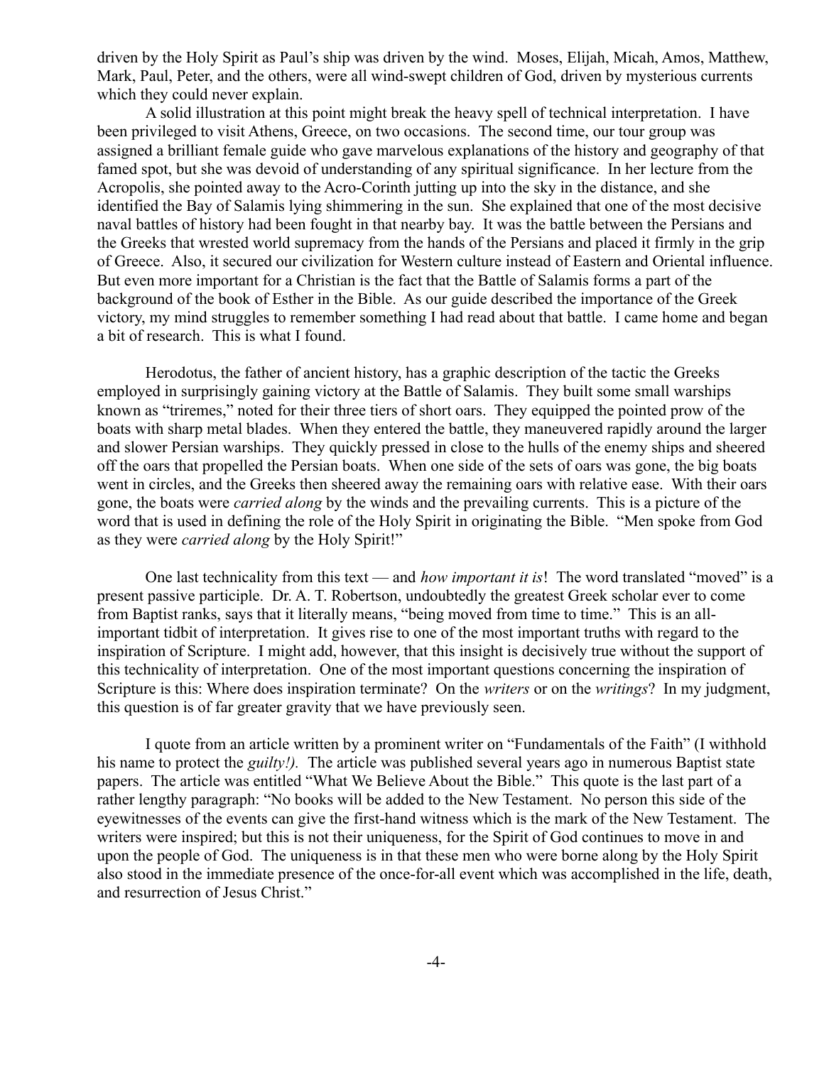driven by the Holy Spirit as Paul's ship was driven by the wind. Moses, Elijah, Micah, Amos, Matthew, Mark, Paul, Peter, and the others, were all wind-swept children of God, driven by mysterious currents which they could never explain.

A solid illustration at this point might break the heavy spell of technical interpretation. I have been privileged to visit Athens, Greece, on two occasions. The second time, our tour group was assigned a brilliant female guide who gave marvelous explanations of the history and geography of that famed spot, but she was devoid of understanding of any spiritual significance. In her lecture from the Acropolis, she pointed away to the Acro-Corinth jutting up into the sky in the distance, and she identified the Bay of Salamis lying shimmering in the sun. She explained that one of the most decisive naval battles of history had been fought in that nearby bay. It was the battle between the Persians and the Greeks that wrested world supremacy from the hands of the Persians and placed it firmly in the grip of Greece. Also, it secured our civilization for Western culture instead of Eastern and Oriental influence. But even more important for a Christian is the fact that the Battle of Salamis forms a part of the background of the book of Esther in the Bible. As our guide described the importance of the Greek victory, my mind struggles to remember something I had read about that battle. I came home and began a bit of research. This is what I found.

Herodotus, the father of ancient history, has a graphic description of the tactic the Greeks employed in surprisingly gaining victory at the Battle of Salamis. They built some small warships known as "triremes," noted for their three tiers of short oars. They equipped the pointed prow of the boats with sharp metal blades. When they entered the battle, they maneuvered rapidly around the larger and slower Persian warships. They quickly pressed in close to the hulls of the enemy ships and sheered off the oars that propelled the Persian boats. When one side of the sets of oars was gone, the big boats went in circles, and the Greeks then sheered away the remaining oars with relative ease. With their oars gone, the boats were *carried along* by the winds and the prevailing currents. This is a picture of the word that is used in defining the role of the Holy Spirit in originating the Bible. "Men spoke from God as they were *carried along* by the Holy Spirit!"

One last technicality from this text — and *how important it is*! The word translated "moved" is a present passive participle. Dr. A. T. Robertson, undoubtedly the greatest Greek scholar ever to come from Baptist ranks, says that it literally means, "being moved from time to time." This is an all-important tidbit of interpretation. It gives rise to one of the most important truths with regard to the inspiration of Scripture. I might add, however, that this insight is decisively true without the support of this technicality of interpretation. One of the most important questions concerning the inspiration of Scripture is this: Where does inspiration terminate? On the *writers* or on the *writings*? In my judgment, this question is of far greater gravity that we have previously seen.

I quote from an article written by a prominent writer on "Fundamentals of the Faith" (I withhold his name to protect the *guilty!).* The article was published several years ago in numerous Baptist state papers. The article was entitled "What We Believe About the Bible." This quote is the last part of a rather lengthy paragraph: "No books will be added to the New Testament. No person this side of the eyewitnesses of the events can give the first-hand witness which is the mark of the New Testament. The writers were inspired; but this is not their uniqueness, for the Spirit of God continues to move in and upon the people of God. The uniqueness is in that these men who were borne along by the Holy Spirit also stood in the immediate presence of the once-for-all event which was accomplished in the life, death, and resurrection of Jesus Christ."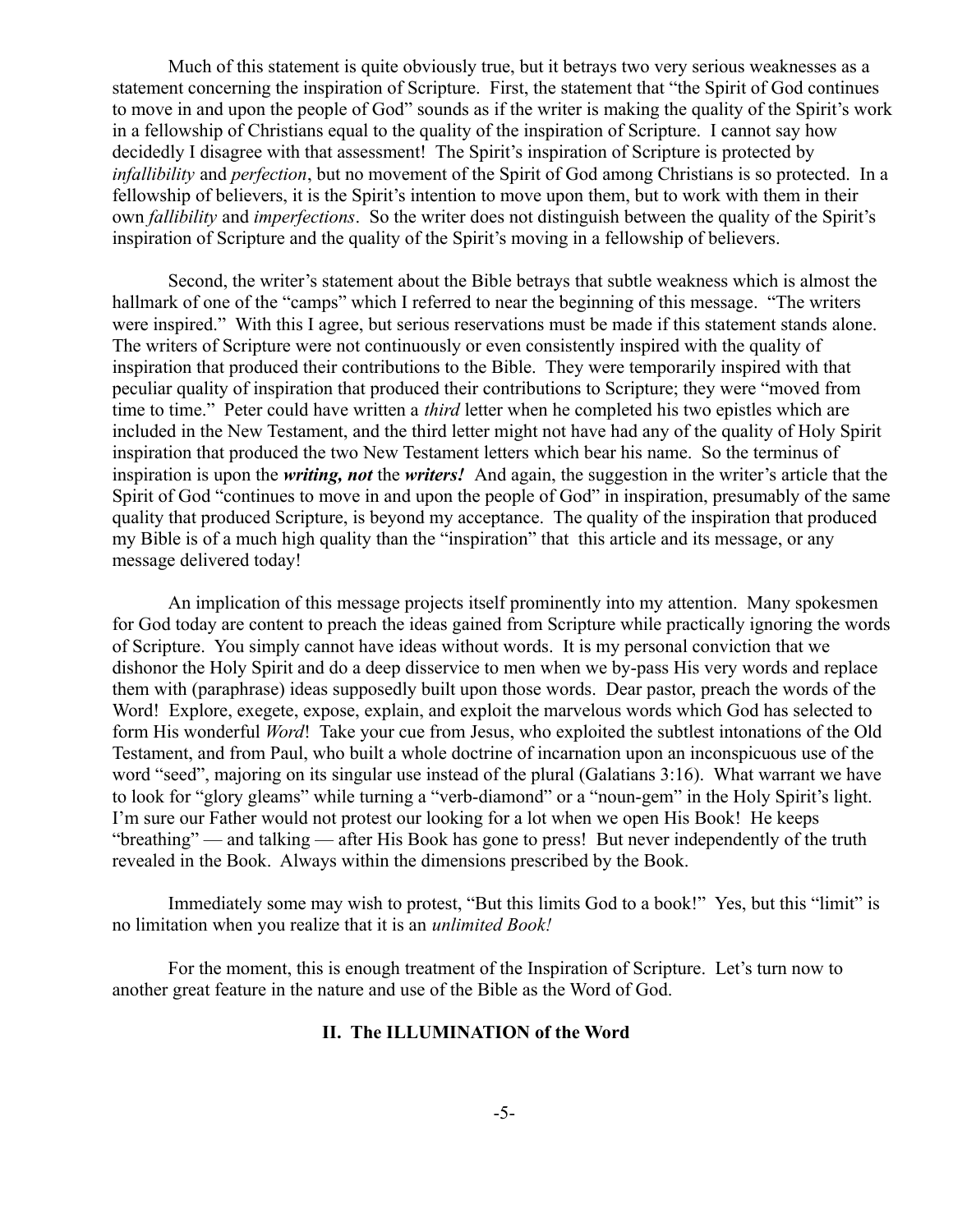Much of this statement is quite obviously true, but it betrays two very serious weaknesses as a statement concerning the inspiration of Scripture. First, the statement that "the Spirit of God continues to move in and upon the people of God" sounds as if the writer is making the quality of the Spirit's work in a fellowship of Christians equal to the quality of the inspiration of Scripture. I cannot say how decidedly I disagree with that assessment! The Spirit's inspiration of Scripture is protected by *infallibility* and *perfection*, but no movement of the Spirit of God among Christians is so protected. In a fellowship of believers, it is the Spirit's intention to move upon them, but to work with them in their own *fallibility* and *imperfections*. So the writer does not distinguish between the quality of the Spirit's inspiration of Scripture and the quality of the Spirit's moving in a fellowship of believers.

Second, the writer's statement about the Bible betrays that subtle weakness which is almost the hallmark of one of the "camps" which I referred to near the beginning of this message. "The writers were inspired." With this I agree, but serious reservations must be made if this statement stands alone. The writers of Scripture were not continuously or even consistently inspired with the quality of inspiration that produced their contributions to the Bible. They were temporarily inspired with that peculiar quality of inspiration that produced their contributions to Scripture; they were "moved from time to time." Peter could have written a *third* letter when he completed his two epistles which are included in the New Testament, and the third letter might not have had any of the quality of Holy Spirit inspiration that produced the two New Testament letters which bear his name. So the terminus of inspiration is upon the ***writing, not*** the ***writers!*** And again, the suggestion in the writer's article that the Spirit of God "continues to move in and upon the people of God" in inspiration, presumably of the same quality that produced Scripture, is beyond my acceptance. The quality of the inspiration that produced my Bible is of a much high quality than the "inspiration" that this article and its message, or any message delivered today!

An implication of this message projects itself prominently into my attention. Many spokesmen for God today are content to preach the ideas gained from Scripture while practically ignoring the words of Scripture. You simply cannot have ideas without words. It is my personal conviction that we dishonor the Holy Spirit and do a deep disservice to men when we by-pass His very words and replace them with (paraphrase) ideas supposedly built upon those words. Dear pastor, preach the words of the Word! Explore, exegete, expose, explain, and exploit the marvelous words which God has selected to form His wonderful *Word*! Take your cue from Jesus, who exploited the subtlest intonations of the Old Testament, and from Paul, who built a whole doctrine of incarnation upon an inconspicuous use of the word "seed", majoring on its singular use instead of the plural (Galatians 3:16). What warrant we have to look for "glory gleams" while turning a "verb-diamond" or a "noun-gem" in the Holy Spirit's light. I'm sure our Father would not protest our looking for a lot when we open His Book! He keeps "breathing" — and talking — after His Book has gone to press! But never independently of the truth revealed in the Book. Always within the dimensions prescribed by the Book.

Immediately some may wish to protest, "But this limits God to a book!" Yes, but this "limit" is no limitation when you realize that it is an *unlimited Book!*

For the moment, this is enough treatment of the Inspiration of Scripture. Let's turn now to another great feature in the nature and use of the Bible as the Word of God.

## II. The ILLUMINATION of the Word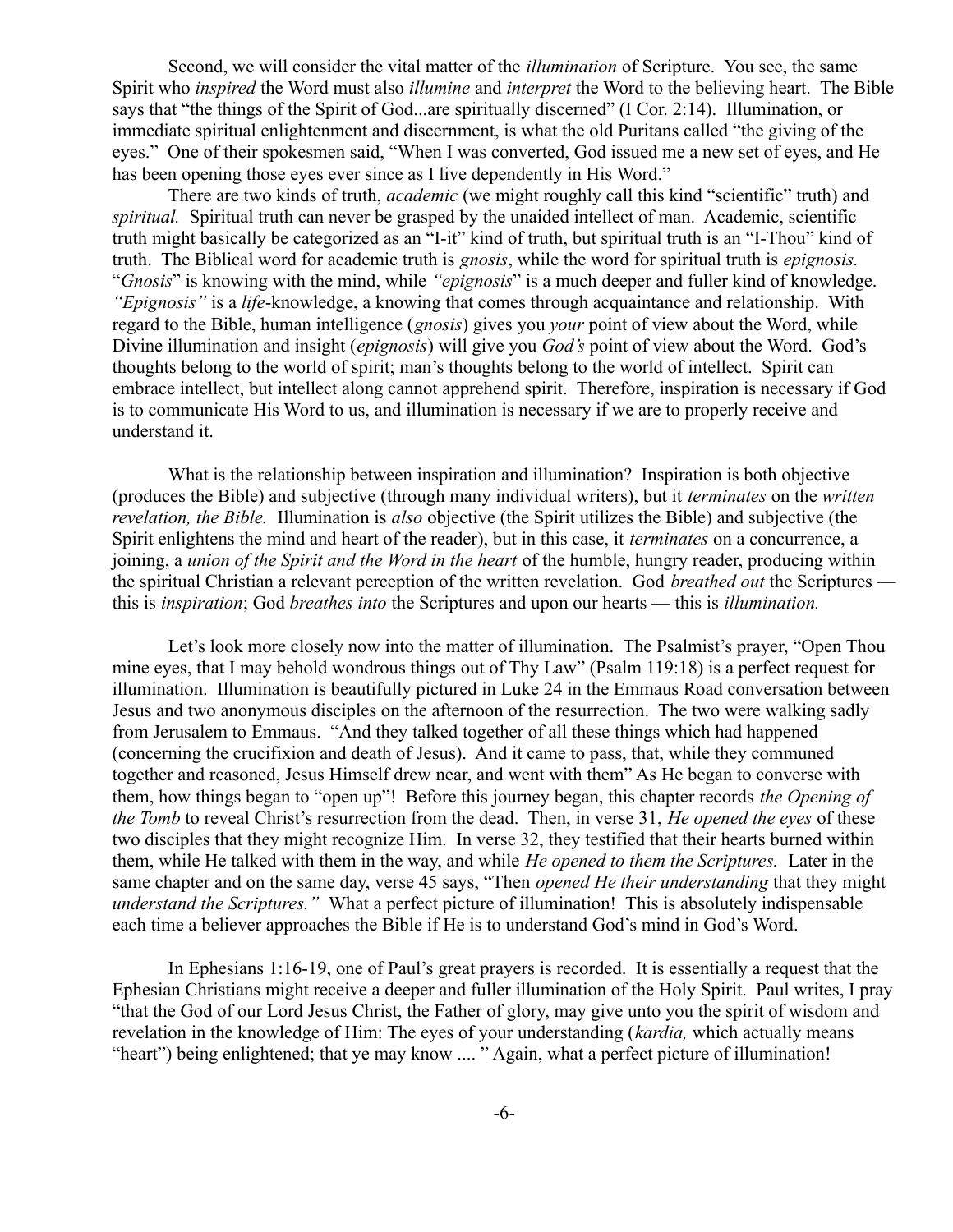Second, we will consider the vital matter of the *illumination* of Scripture. You see, the same Spirit who *inspired* the Word must also *illumine* and *interpret* the Word to the believing heart. The Bible says that "the things of the Spirit of God...are spiritually discerned" (I Cor. 2:14). Illumination, or immediate spiritual enlightenment and discernment, is what the old Puritans called "the giving of the eyes." One of their spokesmen said, "When I was converted, God issued me a new set of eyes, and He has been opening those eyes ever since as I live dependently in His Word."

There are two kinds of truth, *academic* (we might roughly call this kind "scientific" truth) and *spiritual.* Spiritual truth can never be grasped by the unaided intellect of man. Academic, scientific truth might basically be categorized as an "I-it" kind of truth, but spiritual truth is an "I-Thou" kind of truth. The Biblical word for academic truth is *gnosis*, while the word for spiritual truth is *epignosis.* "*Gnosis*" is knowing with the mind, while *"epignosis*" is a much deeper and fuller kind of knowledge. *"Epignosis"* is a *life*-knowledge, a knowing that comes through acquaintance and relationship. With regard to the Bible, human intelligence (*gnosis*) gives you *your* point of view about the Word, while Divine illumination and insight (*epignosis*) will give you *God's* point of view about the Word. God's thoughts belong to the world of spirit; man's thoughts belong to the world of intellect. Spirit can embrace intellect, but intellect along cannot apprehend spirit. Therefore, inspiration is necessary if God is to communicate His Word to us, and illumination is necessary if we are to properly receive and understand it.

What is the relationship between inspiration and illumination? Inspiration is both objective (produces the Bible) and subjective (through many individual writers), but it *terminates* on the *written revelation, the Bible.* Illumination is *also* objective (the Spirit utilizes the Bible) and subjective (the Spirit enlightens the mind and heart of the reader), but in this case, it *terminates* on a concurrence, a joining, a *union of the Spirit and the Word in the heart* of the humble, hungry reader, producing within the spiritual Christian a relevant perception of the written revelation. God *breathed out* the Scriptures — this is *inspiration*; God *breathes into* the Scriptures and upon our hearts — this is *illumination.*

Let's look more closely now into the matter of illumination. The Psalmist's prayer, "Open Thou mine eyes, that I may behold wondrous things out of Thy Law" (Psalm 119:18) is a perfect request for illumination. Illumination is beautifully pictured in Luke 24 in the Emmaus Road conversation between Jesus and two anonymous disciples on the afternoon of the resurrection. The two were walking sadly from Jerusalem to Emmaus. "And they talked together of all these things which had happened (concerning the crucifixion and death of Jesus). And it came to pass, that, while they communed together and reasoned, Jesus Himself drew near, and went with them" As He began to converse with them, how things began to "open up"! Before this journey began, this chapter records *the Opening of the Tomb* to reveal Christ's resurrection from the dead. Then, in verse 31, *He opened the eyes* of these two disciples that they might recognize Him. In verse 32, they testified that their hearts burned within them, while He talked with them in the way, and while *He opened to them the Scriptures.* Later in the same chapter and on the same day, verse 45 says, "Then *opened He their understanding* that they might *understand the Scriptures."* What a perfect picture of illumination! This is absolutely indispensable each time a believer approaches the Bible if He is to understand God's mind in God's Word.

In Ephesians 1:16-19, one of Paul's great prayers is recorded. It is essentially a request that the Ephesian Christians might receive a deeper and fuller illumination of the Holy Spirit. Paul writes, I pray "that the God of our Lord Jesus Christ, the Father of glory, may give unto you the spirit of wisdom and revelation in the knowledge of Him: The eyes of your understanding (*kardia,* which actually means "heart") being enlightened; that ye may know .... " Again, what a perfect picture of illumination!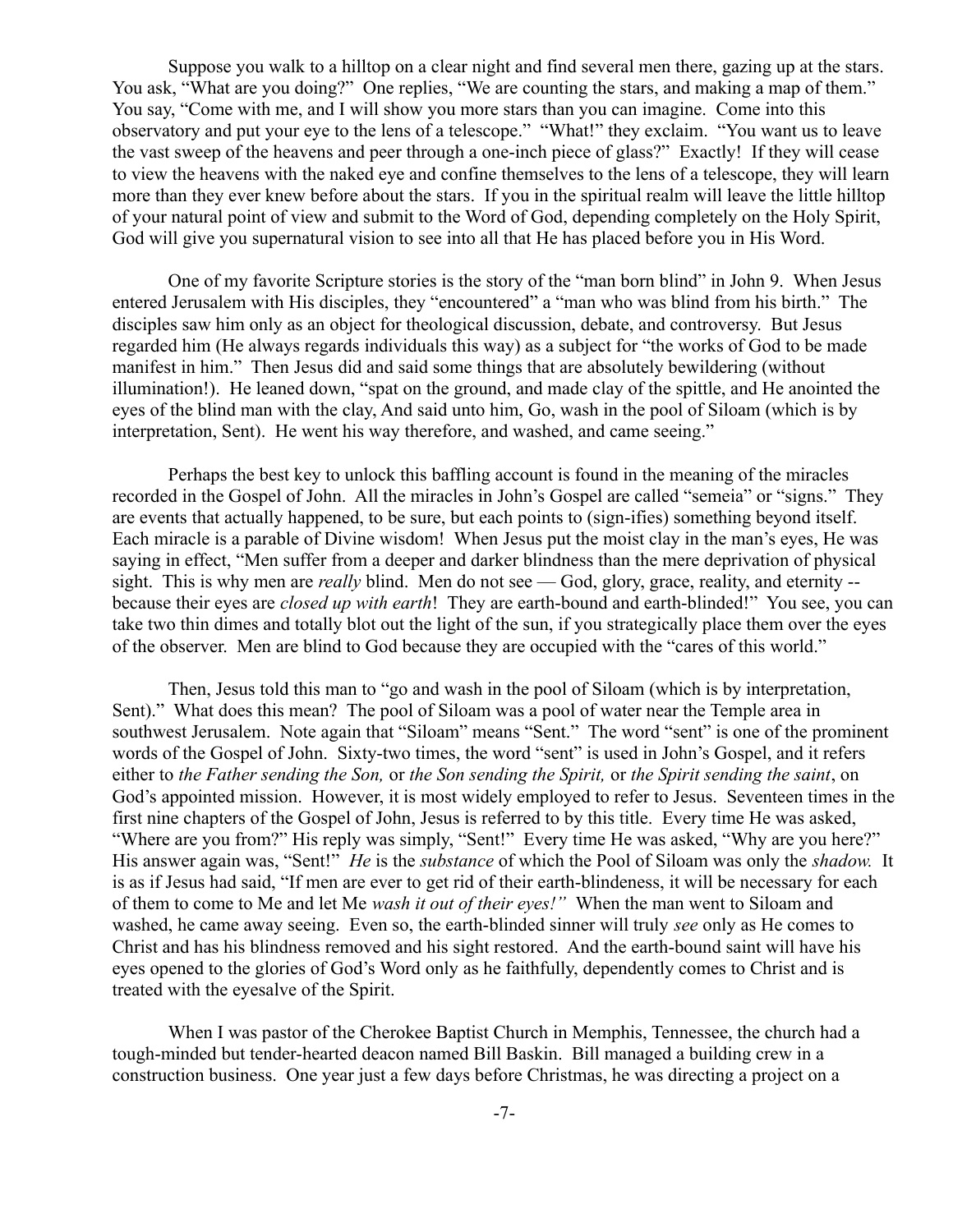Suppose you walk to a hilltop on a clear night and find several men there, gazing up at the stars. You ask, "What are you doing?" One replies, "We are counting the stars, and making a map of them." You say, "Come with me, and I will show you more stars than you can imagine. Come into this observatory and put your eye to the lens of a telescope." "What!" they exclaim. "You want us to leave the vast sweep of the heavens and peer through a one-inch piece of glass?" Exactly! If they will cease to view the heavens with the naked eye and confine themselves to the lens of a telescope, they will learn more than they ever knew before about the stars. If you in the spiritual realm will leave the little hilltop of your natural point of view and submit to the Word of God, depending completely on the Holy Spirit, God will give you supernatural vision to see into all that He has placed before you in His Word.

One of my favorite Scripture stories is the story of the "man born blind" in John 9. When Jesus entered Jerusalem with His disciples, they "encountered" a "man who was blind from his birth." The disciples saw him only as an object for theological discussion, debate, and controversy. But Jesus regarded him (He always regards individuals this way) as a subject for "the works of God to be made manifest in him." Then Jesus did and said some things that are absolutely bewildering (without illumination!). He leaned down, "spat on the ground, and made clay of the spittle, and He anointed the eyes of the blind man with the clay, And said unto him, Go, wash in the pool of Siloam (which is by interpretation, Sent). He went his way therefore, and washed, and came seeing."

Perhaps the best key to unlock this baffling account is found in the meaning of the miracles recorded in the Gospel of John. All the miracles in John's Gospel are called "semeia" or "signs." They are events that actually happened, to be sure, but each points to (sign-ifies) something beyond itself. Each miracle is a parable of Divine wisdom! When Jesus put the moist clay in the man's eyes, He was saying in effect, "Men suffer from a deeper and darker blindness than the mere deprivation of physical sight. This is why men are *really* blind. Men do not see — God, glory, grace, reality, and eternity -- because their eyes are *closed up with earth*! They are earth-bound and earth-blinded!" You see, you can take two thin dimes and totally blot out the light of the sun, if you strategically place them over the eyes of the observer. Men are blind to God because they are occupied with the "cares of this world."

Then, Jesus told this man to "go and wash in the pool of Siloam (which is by interpretation, Sent)." What does this mean? The pool of Siloam was a pool of water near the Temple area in southwest Jerusalem. Note again that "Siloam" means "Sent." The word "sent" is one of the prominent words of the Gospel of John. Sixty-two times, the word "sent" is used in John's Gospel, and it refers either to *the Father sending the Son,* or *the Son sending the Spirit,* or *the Spirit sending the saint*, on God's appointed mission. However, it is most widely employed to refer to Jesus. Seventeen times in the first nine chapters of the Gospel of John, Jesus is referred to by this title. Every time He was asked, "Where are you from?" His reply was simply, "Sent!" Every time He was asked, "Why are you here?" His answer again was, "Sent!" *He* is the *substance* of which the Pool of Siloam was only the *shadow.* It is as if Jesus had said, "If men are ever to get rid of their earth-blindeness, it will be necessary for each of them to come to Me and let Me *wash it out of their eyes!"* When the man went to Siloam and washed, he came away seeing. Even so, the earth-blinded sinner will truly *see* only as He comes to Christ and has his blindness removed and his sight restored. And the earth-bound saint will have his eyes opened to the glories of God's Word only as he faithfully, dependently comes to Christ and is treated with the eyesalve of the Spirit.

When I was pastor of the Cherokee Baptist Church in Memphis, Tennessee, the church had a tough-minded but tender-hearted deacon named Bill Baskin. Bill managed a building crew in a construction business. One year just a few days before Christmas, he was directing a project on a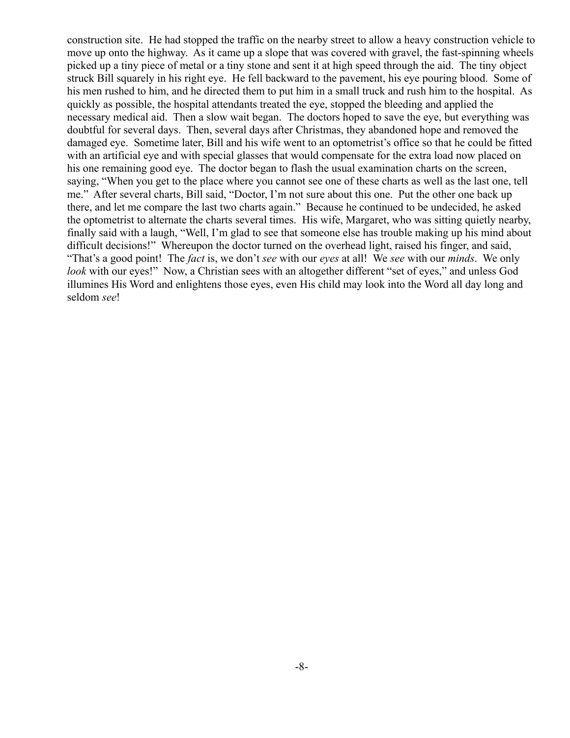construction site. He had stopped the traffic on the nearby street to allow a heavy construction vehicle to move up onto the highway. As it came up a slope that was covered with gravel, the fast-spinning wheels picked up a tiny piece of metal or a tiny stone and sent it at high speed through the aid. The tiny object struck Bill squarely in his right eye. He fell backward to the pavement, his eye pouring blood. Some of his men rushed to him, and he directed them to put him in a small truck and rush him to the hospital. As quickly as possible, the hospital attendants treated the eye, stopped the bleeding and applied the necessary medical aid. Then a slow wait began. The doctors hoped to save the eye, but everything was doubtful for several days. Then, several days after Christmas, they abandoned hope and removed the damaged eye. Sometime later, Bill and his wife went to an optometrist's office so that he could be fitted with an artificial eye and with special glasses that would compensate for the extra load now placed on his one remaining good eye. The doctor began to flash the usual examination charts on the screen, saying, "When you get to the place where you cannot see one of these charts as well as the last one, tell me." After several charts, Bill said, "Doctor, I'm not sure about this one. Put the other one back up there, and let me compare the last two charts again." Because he continued to be undecided, he asked the optometrist to alternate the charts several times. His wife, Margaret, who was sitting quietly nearby, finally said with a laugh, "Well, I'm glad to see that someone else has trouble making up his mind about difficult decisions!" Whereupon the doctor turned on the overhead light, raised his finger, and said, "That's a good point! The *fact* is, we don't *see* with our *eyes* at all! We *see* with our *minds*. We only *look* with our eyes!" Now, a Christian sees with an altogether different "set of eyes," and unless God illumines His Word and enlightens those eyes, even His child may look into the Word all day long and seldom *see*!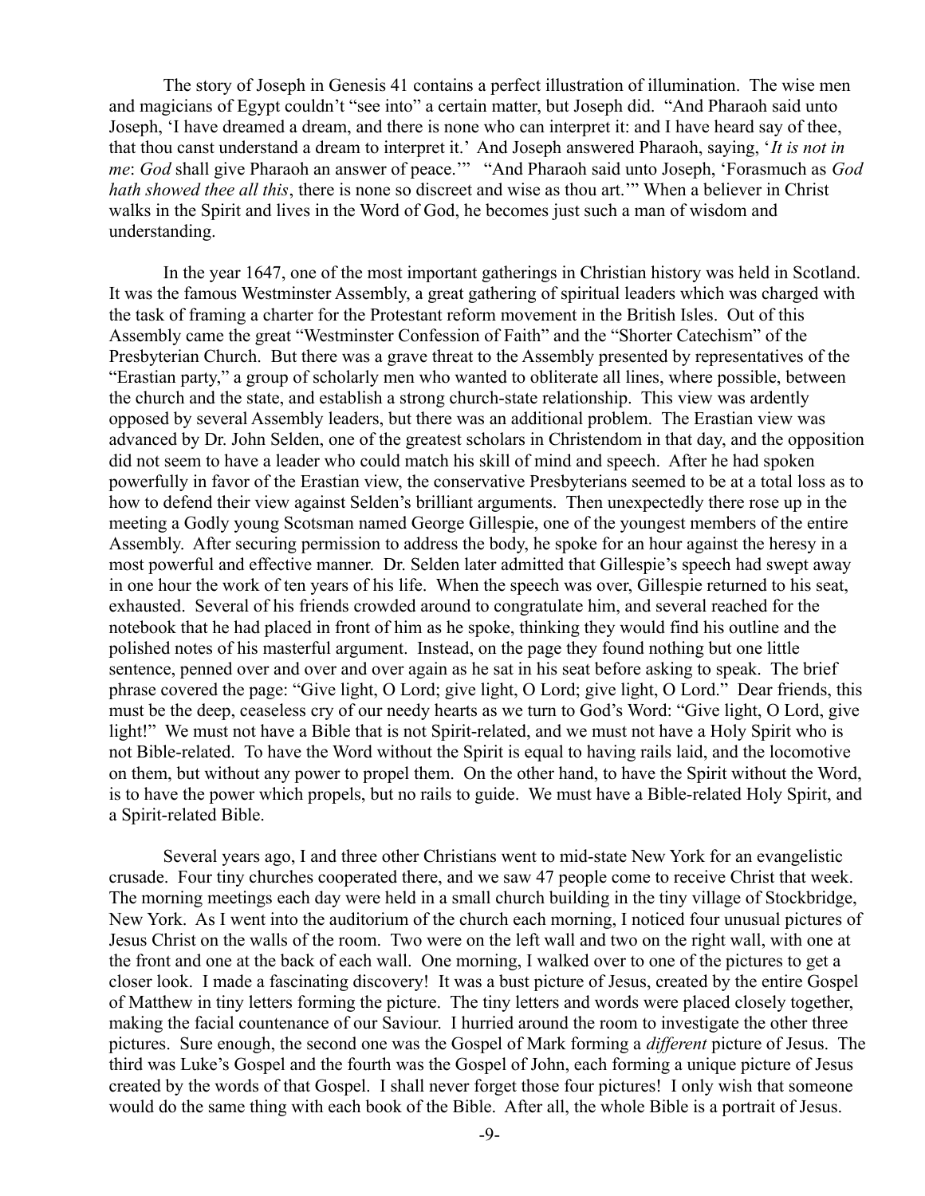The story of Joseph in Genesis 41 contains a perfect illustration of illumination. The wise men and magicians of Egypt couldn't "see into" a certain matter, but Joseph did. "And Pharaoh said unto Joseph, 'I have dreamed a dream, and there is none who can interpret it: and I have heard say of thee, that thou canst understand a dream to interpret it.' And Joseph answered Pharaoh, saying, '*It is not in me*: *God* shall give Pharaoh an answer of peace.'" "And Pharaoh said unto Joseph, 'Forasmuch as *God hath showed thee all this*, there is none so discreet and wise as thou art.'" When a believer in Christ walks in the Spirit and lives in the Word of God, he becomes just such a man of wisdom and understanding.

In the year 1647, one of the most important gatherings in Christian history was held in Scotland. It was the famous Westminster Assembly, a great gathering of spiritual leaders which was charged with the task of framing a charter for the Protestant reform movement in the British Isles. Out of this Assembly came the great "Westminster Confession of Faith" and the "Shorter Catechism" of the Presbyterian Church. But there was a grave threat to the Assembly presented by representatives of the "Erastian party," a group of scholarly men who wanted to obliterate all lines, where possible, between the church and the state, and establish a strong church-state relationship. This view was ardently opposed by several Assembly leaders, but there was an additional problem. The Erastian view was advanced by Dr. John Selden, one of the greatest scholars in Christendom in that day, and the opposition did not seem to have a leader who could match his skill of mind and speech. After he had spoken powerfully in favor of the Erastian view, the conservative Presbyterians seemed to be at a total loss as to how to defend their view against Selden's brilliant arguments. Then unexpectedly there rose up in the meeting a Godly young Scotsman named George Gillespie, one of the youngest members of the entire Assembly. After securing permission to address the body, he spoke for an hour against the heresy in a most powerful and effective manner. Dr. Selden later admitted that Gillespie's speech had swept away in one hour the work of ten years of his life. When the speech was over, Gillespie returned to his seat, exhausted. Several of his friends crowded around to congratulate him, and several reached for the notebook that he had placed in front of him as he spoke, thinking they would find his outline and the polished notes of his masterful argument. Instead, on the page they found nothing but one little sentence, penned over and over and over again as he sat in his seat before asking to speak. The brief phrase covered the page: "Give light, O Lord; give light, O Lord; give light, O Lord." Dear friends, this must be the deep, ceaseless cry of our needy hearts as we turn to God's Word: "Give light, O Lord, give light!" We must not have a Bible that is not Spirit-related, and we must not have a Holy Spirit who is not Bible-related. To have the Word without the Spirit is equal to having rails laid, and the locomotive on them, but without any power to propel them. On the other hand, to have the Spirit without the Word, is to have the power which propels, but no rails to guide. We must have a Bible-related Holy Spirit, and a Spirit-related Bible.

Several years ago, I and three other Christians went to mid-state New York for an evangelistic crusade. Four tiny churches cooperated there, and we saw 47 people come to receive Christ that week. The morning meetings each day were held in a small church building in the tiny village of Stockbridge, New York. As I went into the auditorium of the church each morning, I noticed four unusual pictures of Jesus Christ on the walls of the room. Two were on the left wall and two on the right wall, with one at the front and one at the back of each wall. One morning, I walked over to one of the pictures to get a closer look. I made a fascinating discovery! It was a bust picture of Jesus, created by the entire Gospel of Matthew in tiny letters forming the picture. The tiny letters and words were placed closely together, making the facial countenance of our Saviour. I hurried around the room to investigate the other three pictures. Sure enough, the second one was the Gospel of Mark forming a *different* picture of Jesus. The third was Luke's Gospel and the fourth was the Gospel of John, each forming a unique picture of Jesus created by the words of that Gospel. I shall never forget those four pictures! I only wish that someone would do the same thing with each book of the Bible. After all, the whole Bible is a portrait of Jesus.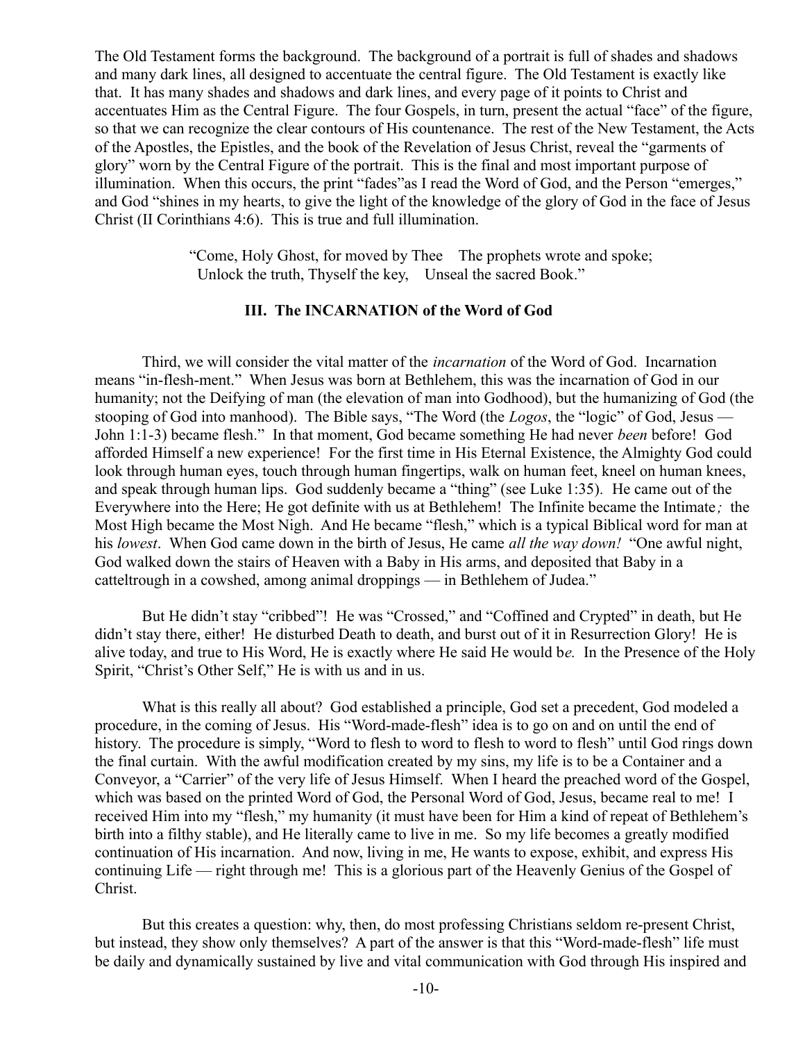The Old Testament forms the background. The background of a portrait is full of shades and shadows and many dark lines, all designed to accentuate the central figure. The Old Testament is exactly like that. It has many shades and shadows and dark lines, and every page of it points to Christ and accentuates Him as the Central Figure. The four Gospels, in turn, present the actual "face" of the figure, so that we can recognize the clear contours of His countenance. The rest of the New Testament, the Acts of the Apostles, the Epistles, and the book of the Revelation of Jesus Christ, reveal the "garments of glory" worn by the Central Figure of the portrait. This is the final and most important purpose of illumination. When this occurs, the print "fades"as I read the Word of God, and the Person "emerges," and God "shines in my hearts, to give the light of the knowledge of the glory of God in the face of Jesus Christ (II Corinthians 4:6). This is true and full illumination.

> "Come, Holy Ghost, for moved by Thee    The prophets wrote and spoke;
> Unlock the truth, Thyself the key,    Unseal the sacred Book."

### III. The INCARNATION of the Word of God

Third, we will consider the vital matter of the *incarnation* of the Word of God. Incarnation means "in-flesh-ment." When Jesus was born at Bethlehem, this was the incarnation of God in our humanity; not the Deifying of man (the elevation of man into Godhood), but the humanizing of God (the stooping of God into manhood). The Bible says, "The Word (the *Logos*, the "logic" of God, Jesus — John 1:1-3) became flesh." In that moment, God became something He had never *been* before! God afforded Himself a new experience! For the first time in His Eternal Existence, the Almighty God could look through human eyes, touch through human fingertips, walk on human feet, kneel on human knees, and speak through human lips. God suddenly became a "thing" (see Luke 1:35). He came out of the Everywhere into the Here; He got definite with us at Bethlehem! The Infinite became the Intimate*;* the Most High became the Most Nigh. And He became "flesh," which is a typical Biblical word for man at his *lowest*. When God came down in the birth of Jesus, He came *all the way down!* "One awful night, God walked down the stairs of Heaven with a Baby in His arms, and deposited that Baby in a catteltrough in a cowshed, among animal droppings — in Bethlehem of Judea."

But He didn't stay "cribbed"! He was "Crossed," and "Coffined and Crypted" in death, but He didn't stay there, either! He disturbed Death to death, and burst out of it in Resurrection Glory! He is alive today, and true to His Word, He is exactly where He said He would b*e.* In the Presence of the Holy Spirit, "Christ's Other Self," He is with us and in us.

What is this really all about? God established a principle, God set a precedent, God modeled a procedure, in the coming of Jesus. His "Word-made-flesh" idea is to go on and on until the end of history. The procedure is simply, "Word to flesh to word to flesh to word to flesh" until God rings down the final curtain. With the awful modification created by my sins, my life is to be a Container and a Conveyor, a "Carrier" of the very life of Jesus Himself. When I heard the preached word of the Gospel, which was based on the printed Word of God, the Personal Word of God, Jesus, became real to me! I received Him into my "flesh," my humanity (it must have been for Him a kind of repeat of Bethlehem's birth into a filthy stable), and He literally came to live in me. So my life becomes a greatly modified continuation of His incarnation. And now, living in me, He wants to expose, exhibit, and express His continuing Life — right through me! This is a glorious part of the Heavenly Genius of the Gospel of Christ.

But this creates a question: why, then, do most professing Christians seldom re-present Christ, but instead, they show only themselves? A part of the answer is that this "Word-made-flesh" life must be daily and dynamically sustained by live and vital communication with God through His inspired and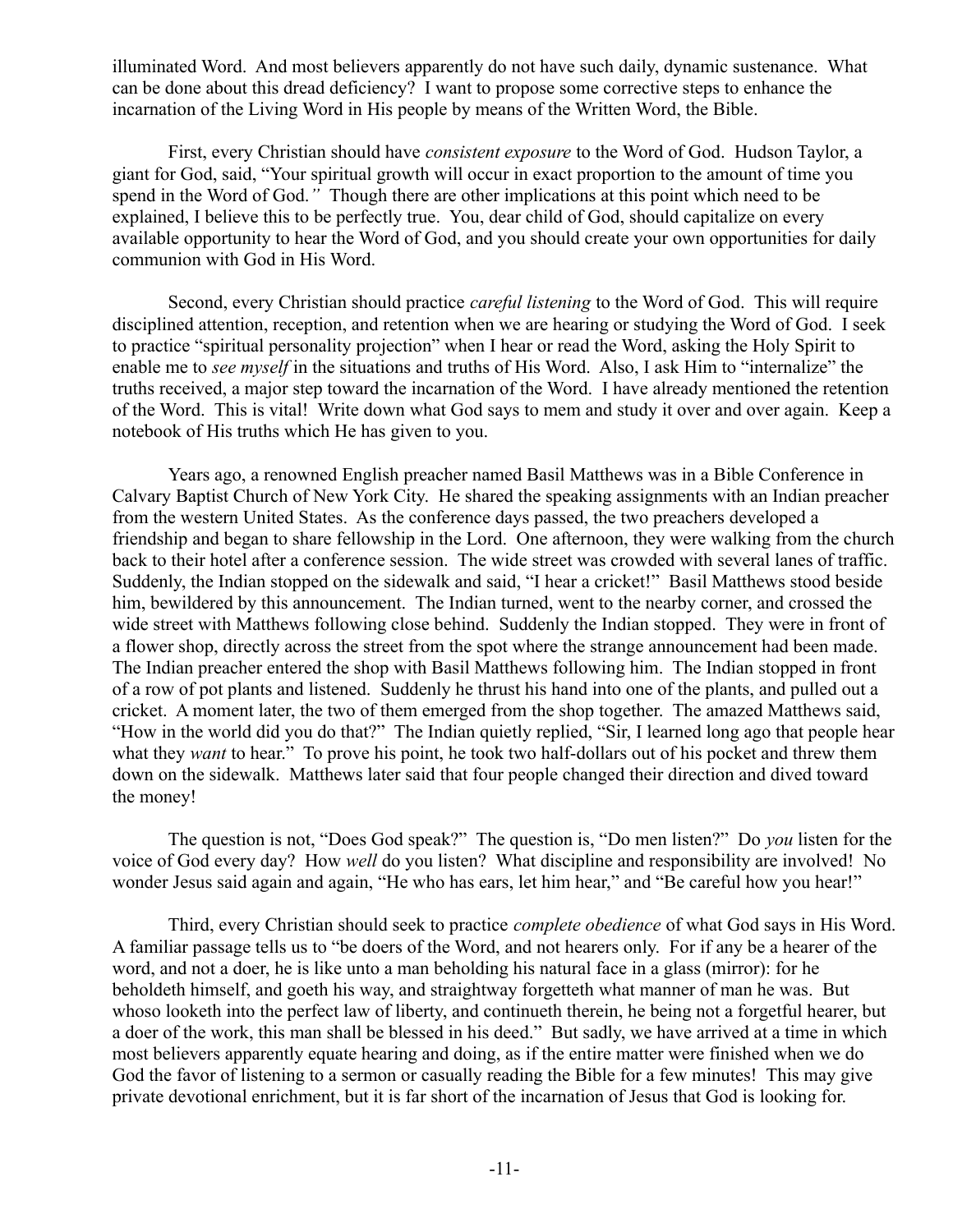illuminated Word. And most believers apparently do not have such daily, dynamic sustenance. What can be done about this dread deficiency? I want to propose some corrective steps to enhance the incarnation of the Living Word in His people by means of the Written Word, the Bible.

First, every Christian should have *consistent exposure* to the Word of God. Hudson Taylor, a giant for God, said, "Your spiritual growth will occur in exact proportion to the amount of time you spend in the Word of God." Though there are other implications at this point which need to be explained, I believe this to be perfectly true. You, dear child of God, should capitalize on every available opportunity to hear the Word of God, and you should create your own opportunities for daily communion with God in His Word.

Second, every Christian should practice *careful listening* to the Word of God. This will require disciplined attention, reception, and retention when we are hearing or studying the Word of God. I seek to practice "spiritual personality projection" when I hear or read the Word, asking the Holy Spirit to enable me to *see myself* in the situations and truths of His Word. Also, I ask Him to "internalize" the truths received, a major step toward the incarnation of the Word. I have already mentioned the retention of the Word. This is vital! Write down what God says to mem and study it over and over again. Keep a notebook of His truths which He has given to you.

Years ago, a renowned English preacher named Basil Matthews was in a Bible Conference in Calvary Baptist Church of New York City. He shared the speaking assignments with an Indian preacher from the western United States. As the conference days passed, the two preachers developed a friendship and began to share fellowship in the Lord. One afternoon, they were walking from the church back to their hotel after a conference session. The wide street was crowded with several lanes of traffic. Suddenly, the Indian stopped on the sidewalk and said, "I hear a cricket!" Basil Matthews stood beside him, bewildered by this announcement. The Indian turned, went to the nearby corner, and crossed the wide street with Matthews following close behind. Suddenly the Indian stopped. They were in front of a flower shop, directly across the street from the spot where the strange announcement had been made. The Indian preacher entered the shop with Basil Matthews following him. The Indian stopped in front of a row of pot plants and listened. Suddenly he thrust his hand into one of the plants, and pulled out a cricket. A moment later, the two of them emerged from the shop together. The amazed Matthews said, "How in the world did you do that?" The Indian quietly replied, "Sir, I learned long ago that people hear what they *want* to hear." To prove his point, he took two half-dollars out of his pocket and threw them down on the sidewalk. Matthews later said that four people changed their direction and dived toward the money!

The question is not, "Does God speak?" The question is, "Do men listen?" Do *you* listen for the voice of God every day? How *well* do you listen? What discipline and responsibility are involved! No wonder Jesus said again and again, "He who has ears, let him hear," and "Be careful how you hear!"

Third, every Christian should seek to practice *complete obedience* of what God says in His Word. A familiar passage tells us to "be doers of the Word, and not hearers only. For if any be a hearer of the word, and not a doer, he is like unto a man beholding his natural face in a glass (mirror): for he beholdeth himself, and goeth his way, and straightway forgetteth what manner of man he was. But whoso looketh into the perfect law of liberty, and continueth therein, he being not a forgetful hearer, but a doer of the work, this man shall be blessed in his deed." But sadly, we have arrived at a time in which most believers apparently equate hearing and doing, as if the entire matter were finished when we do God the favor of listening to a sermon or casually reading the Bible for a few minutes! This may give private devotional enrichment, but it is far short of the incarnation of Jesus that God is looking for.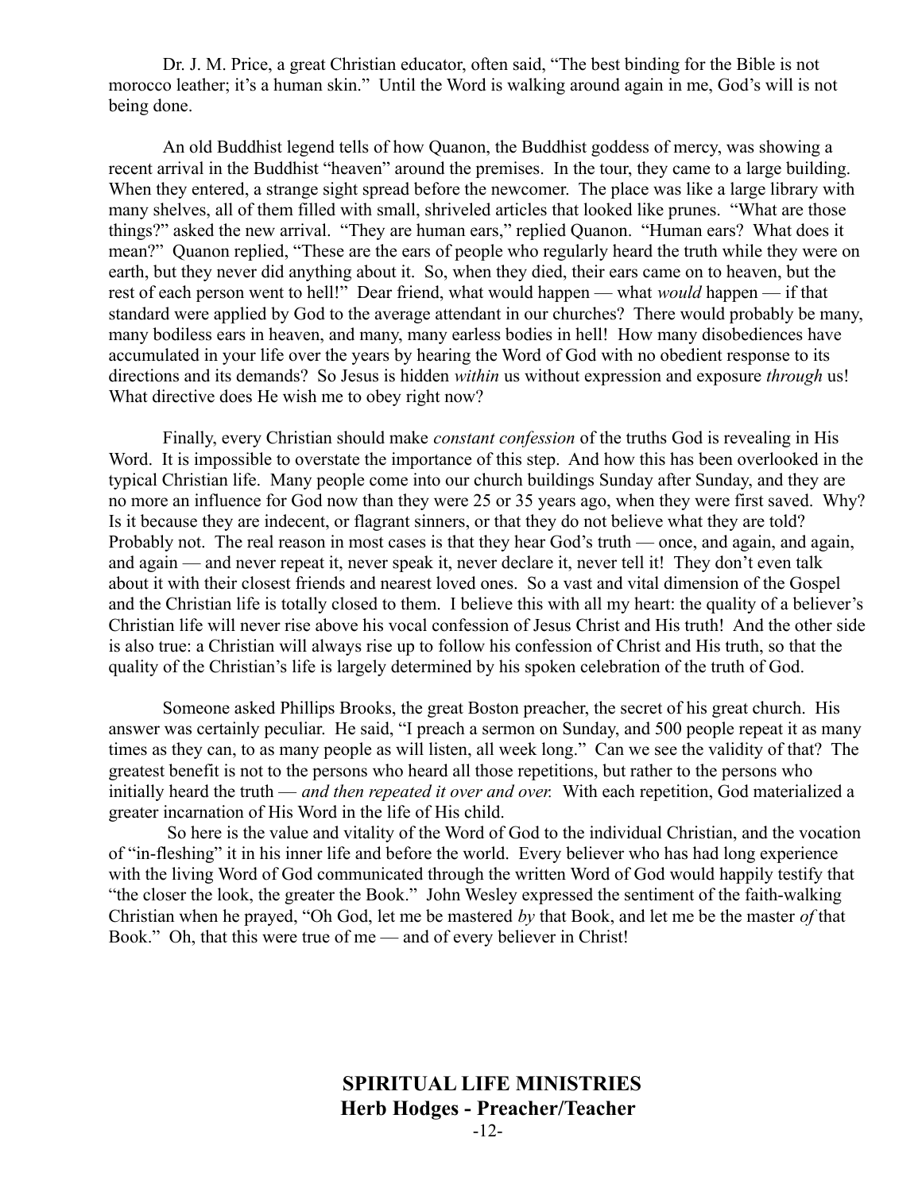Dr. J. M. Price, a great Christian educator, often said, "The best binding for the Bible is not morocco leather; it's a human skin." Until the Word is walking around again in me, God's will is not being done.

An old Buddhist legend tells of how Quanon, the Buddhist goddess of mercy, was showing a recent arrival in the Buddhist "heaven" around the premises. In the tour, they came to a large building. When they entered, a strange sight spread before the newcomer. The place was like a large library with many shelves, all of them filled with small, shriveled articles that looked like prunes. "What are those things?" asked the new arrival. "They are human ears," replied Quanon. "Human ears? What does it mean?" Quanon replied, "These are the ears of people who regularly heard the truth while they were on earth, but they never did anything about it. So, when they died, their ears came on to heaven, but the rest of each person went to hell!" Dear friend, what would happen — what *would* happen — if that standard were applied by God to the average attendant in our churches? There would probably be many, many bodiless ears in heaven, and many, many earless bodies in hell! How many disobediences have accumulated in your life over the years by hearing the Word of God with no obedient response to its directions and its demands? So Jesus is hidden *within* us without expression and exposure *through* us! What directive does He wish me to obey right now?

Finally, every Christian should make *constant confession* of the truths God is revealing in His Word. It is impossible to overstate the importance of this step. And how this has been overlooked in the typical Christian life. Many people come into our church buildings Sunday after Sunday, and they are no more an influence for God now than they were 25 or 35 years ago, when they were first saved. Why? Is it because they are indecent, or flagrant sinners, or that they do not believe what they are told? Probably not. The real reason in most cases is that they hear God's truth — once, and again, and again, and again — and never repeat it, never speak it, never declare it, never tell it! They don't even talk about it with their closest friends and nearest loved ones. So a vast and vital dimension of the Gospel and the Christian life is totally closed to them. I believe this with all my heart: the quality of a believer's Christian life will never rise above his vocal confession of Jesus Christ and His truth! And the other side is also true: a Christian will always rise up to follow his confession of Christ and His truth, so that the quality of the Christian's life is largely determined by his spoken celebration of the truth of God.

Someone asked Phillips Brooks, the great Boston preacher, the secret of his great church. His answer was certainly peculiar. He said, "I preach a sermon on Sunday, and 500 people repeat it as many times as they can, to as many people as will listen, all week long." Can we see the validity of that? The greatest benefit is not to the persons who heard all those repetitions, but rather to the persons who initially heard the truth — *and then repeated it over and over.* With each repetition, God materialized a greater incarnation of His Word in the life of His child.

So here is the value and vitality of the Word of God to the individual Christian, and the vocation of "in-fleshing" it in his inner life and before the world. Every believer who has had long experience with the living Word of God communicated through the written Word of God would happily testify that "the closer the look, the greater the Book." John Wesley expressed the sentiment of the faith-walking Christian when he prayed, "Oh God, let me be mastered *by* that Book, and let me be the master *of* that Book." Oh, that this were true of me — and of every believer in Christ!

**SPIRITUAL LIFE MINISTRIES**
**Herb Hodges - Preacher/Teacher**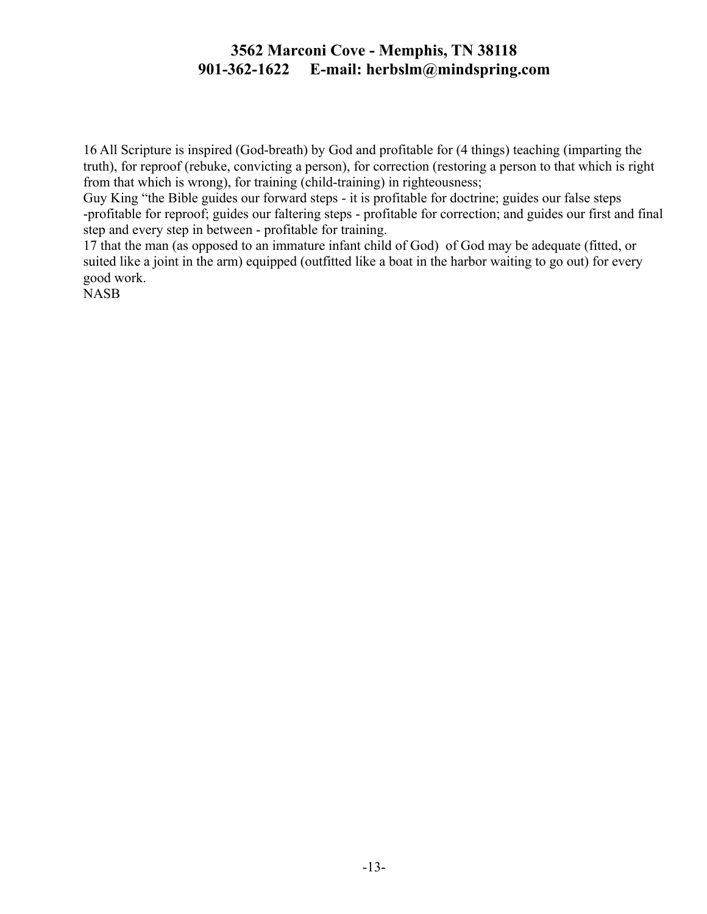**3562 Marconi Cove - Memphis, TN 38118**
**901-362-1622 E-mail: herbslm@mindspring.com**

16 All Scripture is inspired (God-breath) by God and profitable for (4 things) teaching (imparting the truth), for reproof (rebuke, convicting a person), for correction (restoring a person to that which is right from that which is wrong), for training (child-training) in righteousness;

Guy King "the Bible guides our forward steps - it is profitable for doctrine; guides our false steps -profitable for reproof; guides our faltering steps - profitable for correction; and guides our first and final step and every step in between - profitable for training.

17 that the man (as opposed to an immature infant child of God) of God may be adequate (fitted, or suited like a joint in the arm) equipped (outfitted like a boat in the harbor waiting to go out) for every good work.

NASB